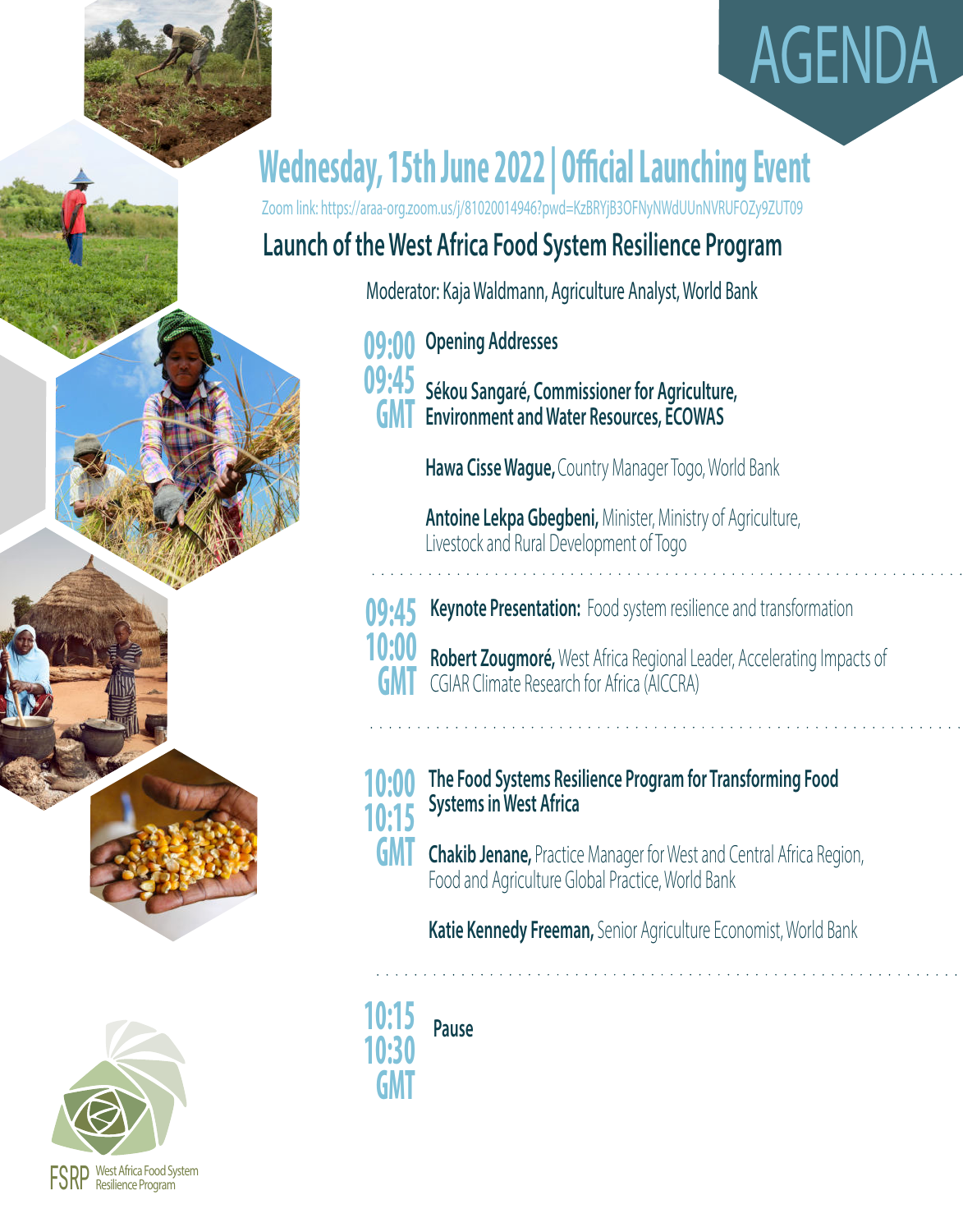# AGENDA

## Wednesday, 15th June 2022 | Official Launching Event

Zoom link: https://araa-org.zoom.us/j/81020014946?pwd=KzBRYjB3OFNyNWdUUnNVRUFOZy9ZUT09

## Launch of the West Africa Food System Resilience Program

Moderator: Kaja Waldmann, Agriculture Analyst, World Bank

**09:00 – 09:45 GMT**

**Opening Addresses**

**Sékou Sangaré, Commissioner for Agriculture, Environment and Water Resources, ECOWAS**

**Hawa Cisse Wague,** Country Manager Togo, World Bank

**Antoine Lekpa Gbegbeni,** Minister, Ministry of Agriculture, Livestock and Rural Development of Togo

---

**09:45 – 10:00 GMT**

**Keynote Presentation:** Food system resilience and transformation

**Robert Zougmoré,** West Africa Regional Leader, Accelerating Impacts of CGIAR Climate Research for Africa (AICCRA)

---

**10:00 – 10:15 GMT**

**The Food Systems Resilience Program for Transforming Food Systems in West Africa**

**Chakib Jenane,** Practice Manager for West and Central Africa Region, Food and Agriculture Global Practice, World Bank

**Katie Kennedy Freeman,** Senior Agriculture Economist, World Bank

---

**10:15 – 10:30 GMT**

**Pause**

FSRP West Africa Food System Resilience Program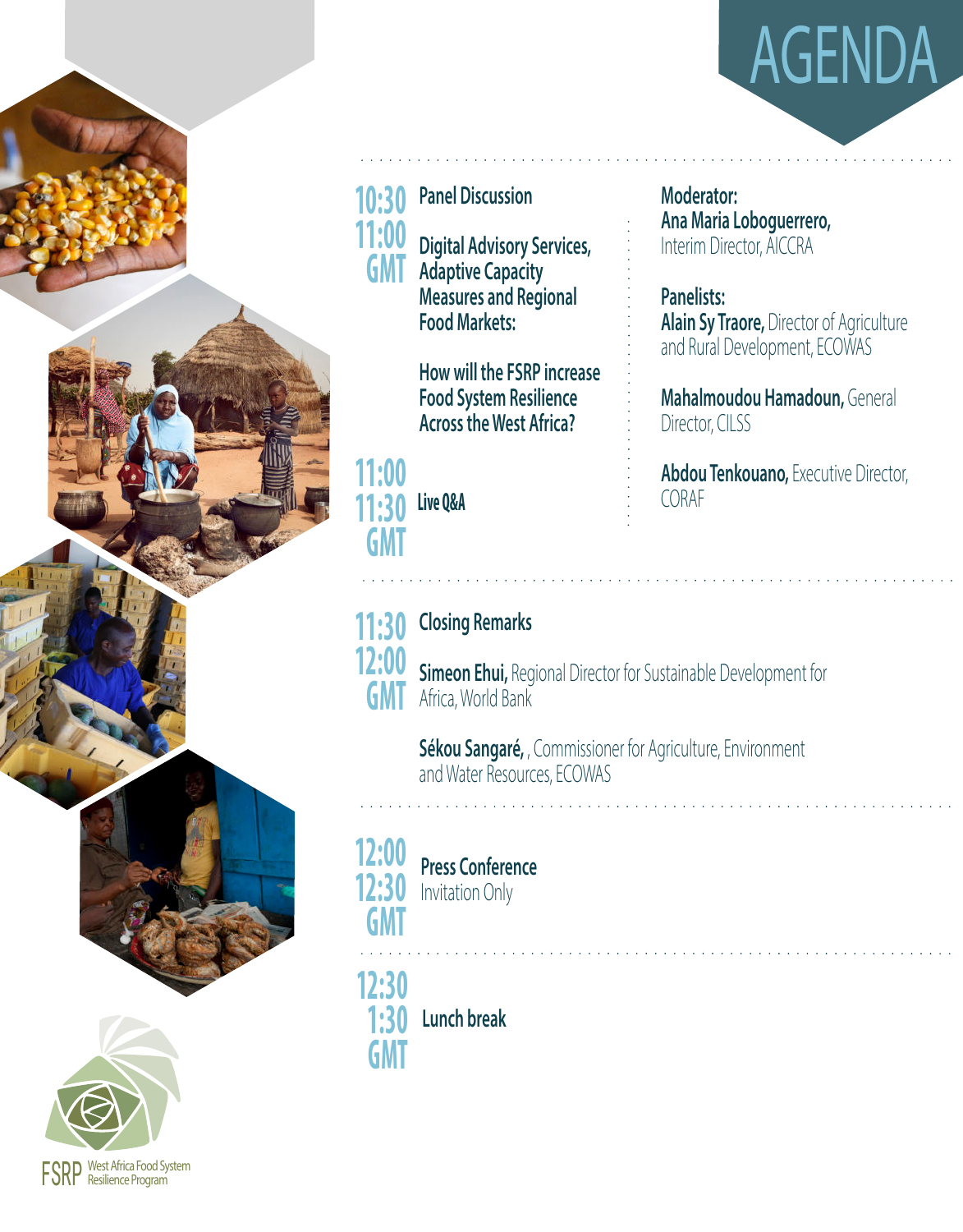# AGENDA

**10:30 – 11:00 GMT**

**Panel Discussion**

**Digital Advisory Services, Adaptive Capacity Measures and Regional Food Markets:**

**How will the FSRP increase Food System Resilience Across the West Africa?**

**Moderator:**
**Ana Maria Loboguerrero,** Interim Director, AICCRA

**Panelists:**
**Alain Sy Traore,** Director of Agriculture and Rural Development, ECOWAS

**Mahalmoudou Hamadoun,** General Director, CILSS

**Abdou Tenkouano,** Executive Director, CORAF

**11:00 – 11:30 GMT**

**Live Q&A**

---

**11:30 – 12:00 GMT**

**Closing Remarks**

**Simeon Ehui,** Regional Director for Sustainable Development for Africa, World Bank

**Sékou Sangaré,** , Commissioner for Agriculture, Environment and Water Resources, ECOWAS

---

**12:00 – 12:30 GMT**

**Press Conference**
Invitation Only

---

**12:30 – 1:30 GMT**

**Lunch break**

FSRP West Africa Food System Resilience Program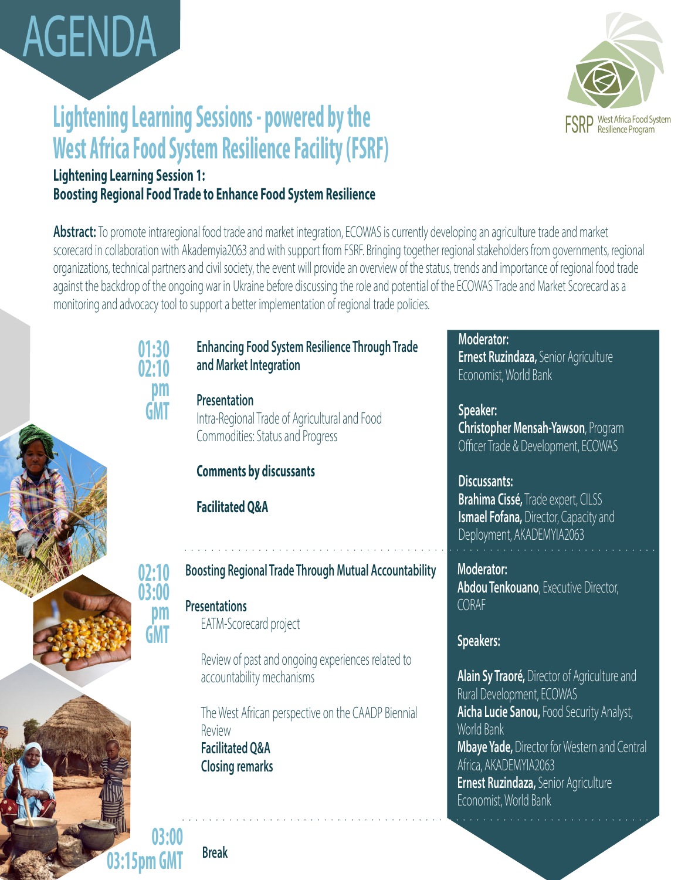# AGENDA

## Lightening Learning Sessions - powered by the West Africa Food System Resilience Facility (FSRF)

FSRP West Africa Food System Resilience Program

### Lightening Learning Session 1: Boosting Regional Food Trade to Enhance Food System Resilience

**Abstract:** To promote intraregional food trade and market integration, ECOWAS is currently developing an agriculture trade and market scorecard in collaboration with Akademyia2063 and with support from FSRF. Bringing together regional stakeholders from governments, regional organizations, technical partners and civil society, the event will provide an overview of the status, trends and importance of regional food trade against the backdrop of the ongoing war in Ukraine before discussing the role and potential of the ECOWAS Trade and Market Scorecard as a monitoring and advocacy tool to support a better implementation of regional trade policies.

---

**01:30 – 02:10 pm GMT**

**Enhancing Food System Resilience Through Trade and Market Integration**

**Presentation**
Intra-Regional Trade of Agricultural and Food Commodities: Status and Progress

**Comments by discussants**

**Facilitated Q&A**

**Moderator:**
**Ernest Ruzindaza,** Senior Agriculture Economist, World Bank

**Speaker:**
**Christopher Mensah-Yawson**, Program Officer Trade & Development, ECOWAS

**Discussants:**
**Brahima Cissé,** Trade expert, CILSS
**Ismael Fofana,** Director, Capacity and Deployment, AKADEMYIA2063

---

**02:10 – 03:00 pm GMT**

**Boosting Regional Trade Through Mutual Accountability**

**Presentations**
EATM-Scorecard project

Review of past and ongoing experiences related to accountability mechanisms

The West African perspective on the CAADP Biennial Review

**Facilitated Q&A**
**Closing remarks**

**Moderator:**
**Abdou Tenkouano**, Executive Director, CORAF

**Speakers:**

**Alain Sy Traoré,** Director of Agriculture and Rural Development, ECOWAS
**Aicha Lucie Sanou,** Food Security Analyst, World Bank
**Mbaye Yade,** Director for Western and Central Africa, AKADEMYIA2063
**Ernest Ruzindaza,** Senior Agriculture Economist, World Bank

---

**03:00 – 03:15pm GMT**

**Break**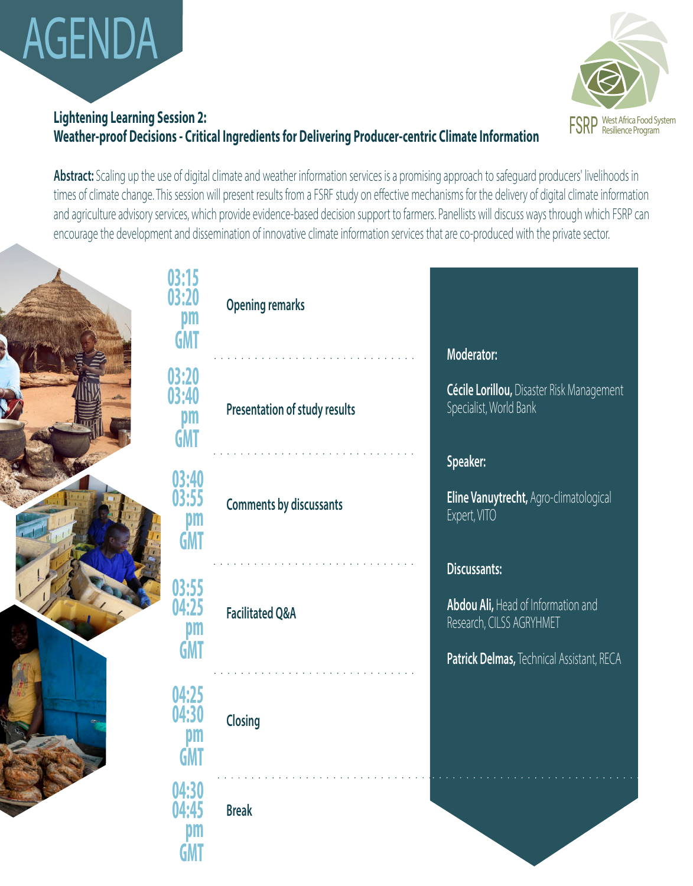# AGENDA

FSRP West Africa Food System Resilience Program

## Lightening Learning Session 2: Weather-proof Decisions - Critical Ingredients for Delivering Producer-centric Climate Information

**Abstract:** Scaling up the use of digital climate and weather information services is a promising approach to safeguard producers' livelihoods in times of climate change. This session will present results from a FSRF study on effective mechanisms for the delivery of digital climate information and agriculture advisory services, which provide evidence-based decision support to farmers. Panellists will discuss ways through which FSRP can encourage the development and dissemination of innovative climate information services that are co-produced with the private sector.

| Time | Session |
|---|---|
| 03:15 03:20 pm GMT | Opening remarks |
| 03:20 03:40 pm GMT | Presentation of study results |
| 03:40 03:55 pm GMT | Comments by discussants |
| 03:55 04:25 pm GMT | Facilitated Q&A |
| 04:25 04:30 pm GMT | Closing |
| 04:30 04:45 pm GMT | Break |

**Moderator:**

**Cécile Lorillou,** Disaster Risk Management Specialist, World Bank

**Speaker:**

**Eline Vanuytrecht,** Agro-climatological Expert, VITO

**Discussants:**

**Abdou Ali,** Head of Information and Research, CILSS AGRYHMET

**Patrick Delmas,** Technical Assistant, RECA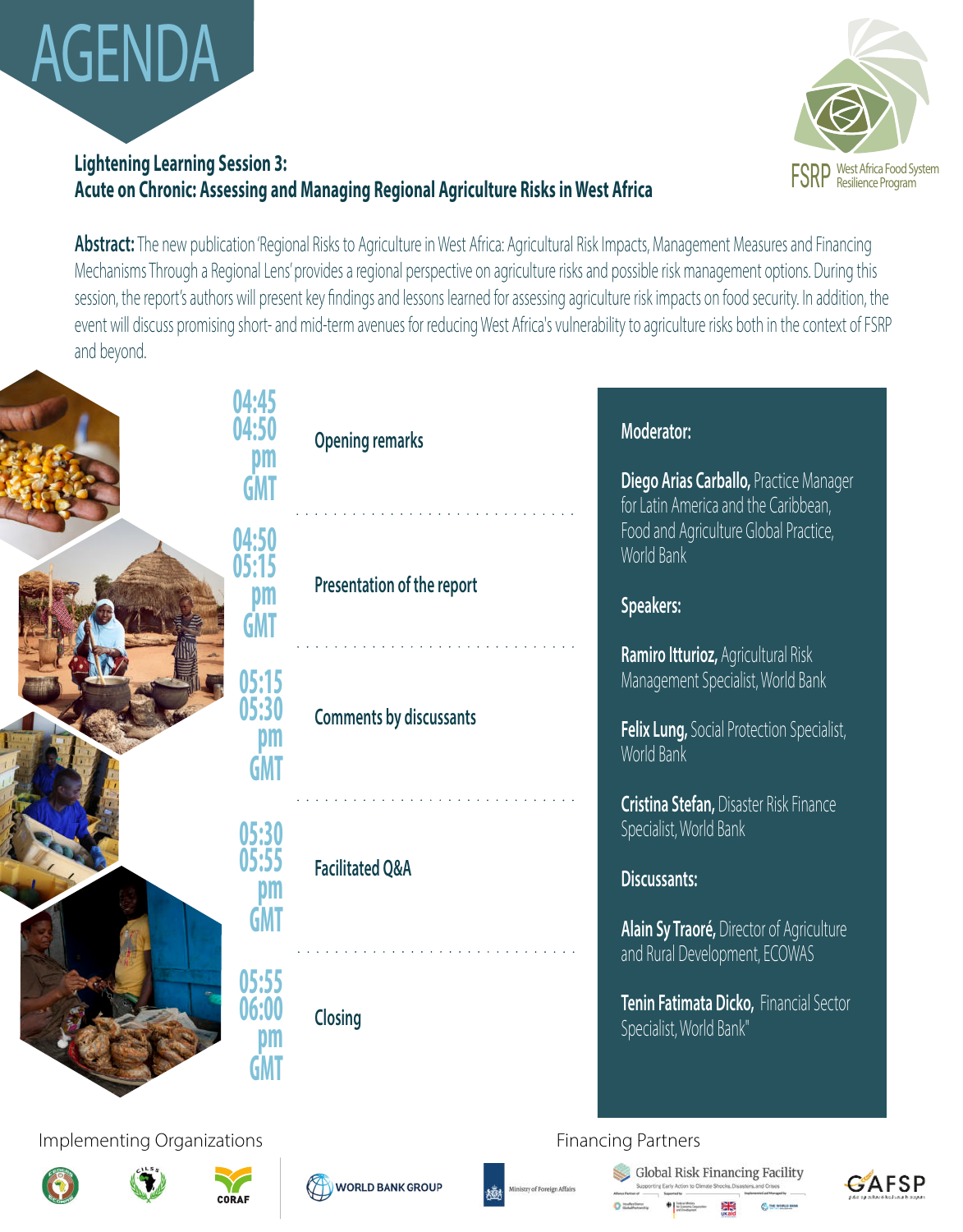# AGENDA

## Lightening Learning Session 3:
## Acute on Chronic: Assessing and Managing Regional Agriculture Risks in West Africa

FSRP West Africa Food System Resilience Program

**Abstract:** The new publication 'Regional Risks to Agriculture in West Africa: Agricultural Risk Impacts, Management Measures and Financing Mechanisms Through a Regional Lens' provides a regional perspective on agriculture risks and possible risk management options. During this session, the report's authors will present key findings and lessons learned for assessing agriculture risk impacts on food security. In addition, the event will discuss promising short- and mid-term avenues for reducing West Africa's vulnerability to agriculture risks both in the context of FSRP and beyond.

| Time | Session |
|---|---|
| 04:45 04:50 pm GMT | Opening remarks |
| 04:50 05:15 pm GMT | Presentation of the report |
| 05:15 05:30 pm GMT | Comments by discussants |
| 05:30 05:55 pm GMT | Facilitated Q&A |
| 05:55 06:00 pm GMT | Closing |

**Moderator:**

**Diego Arias Carballo,** Practice Manager for Latin America and the Caribbean, Food and Agriculture Global Practice, World Bank

**Speakers:**

**Ramiro Itturioz,** Agricultural Risk Management Specialist, World Bank

**Felix Lung,** Social Protection Specialist, World Bank

**Cristina Stefan,** Disaster Risk Finance Specialist, World Bank

**Discussants:**

**Alain Sy Traoré,** Director of Agriculture and Rural Development, ECOWAS

**Tenin Fatimata Dicko,** Financial Sector Specialist, World Bank"

Implementing Organizations

CORAF

Financing Partners

WORLD BANK GROUP

Ministry of Foreign Affairs

Global Risk Financing Facility

GAFSP